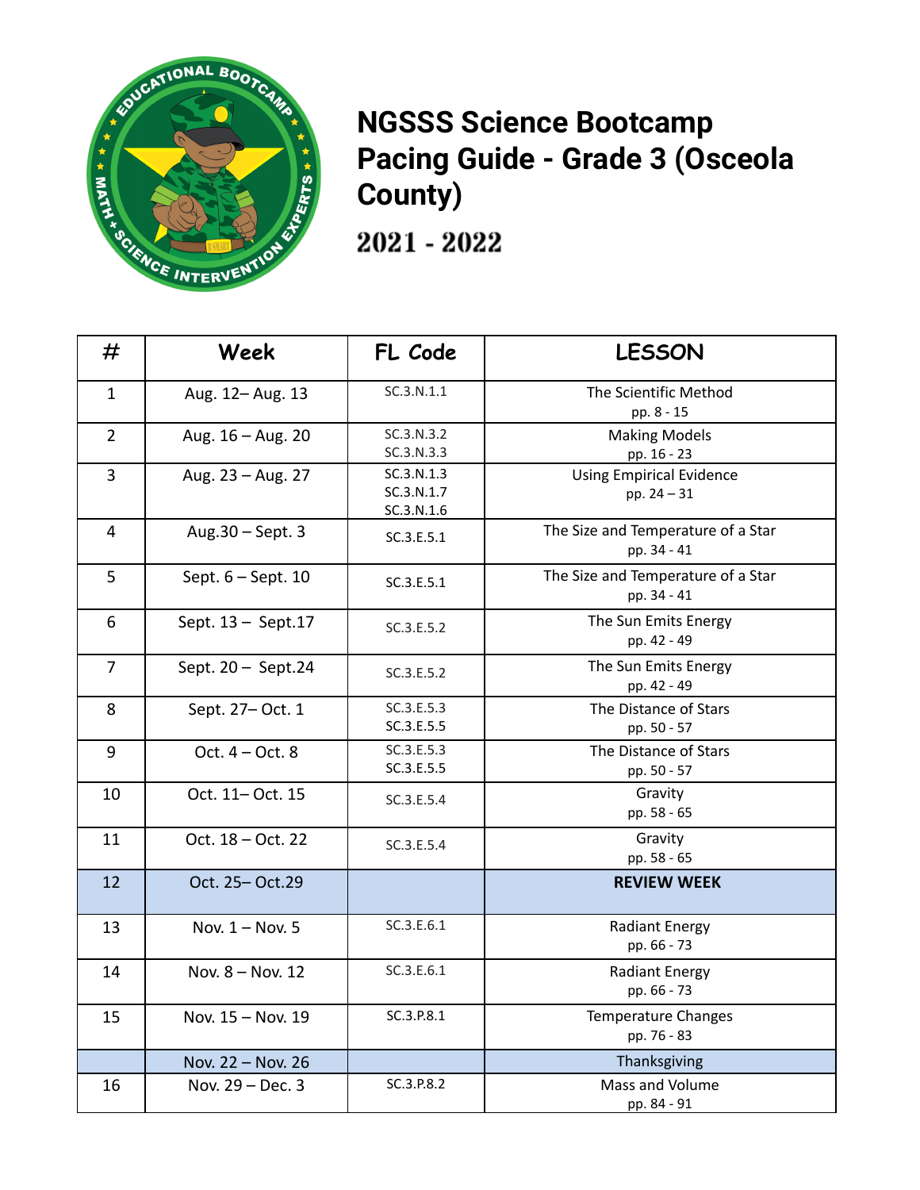# NGSSS Science Bootcamp Pacing Guide - Grade 3 (Osceola County)

## 2021 - 2022

| # | Week | FL Code | LESSON |
|---|---|---|---|
| 1 | Aug. 12– Aug. 13 | SC.3.N.1.1 | The Scientific Method<br>pp. 8 - 15 |
| 2 | Aug. 16 – Aug. 20 | SC.3.N.3.2<br>SC.3.N.3.3 | Making Models<br>pp. 16 - 23 |
| 3 | Aug. 23 – Aug. 27 | SC.3.N.1.3<br>SC.3.N.1.7<br>SC.3.N.1.6 | Using Empirical Evidence<br>pp. 24 – 31 |
| 4 | Aug.30 – Sept. 3 | SC.3.E.5.1 | The Size and Temperature of a Star<br>pp. 34 - 41 |
| 5 | Sept. 6 – Sept. 10 | SC.3.E.5.1 | The Size and Temperature of a Star<br>pp. 34 - 41 |
| 6 | Sept. 13 – Sept.17 | SC.3.E.5.2 | The Sun Emits Energy<br>pp. 42 - 49 |
| 7 | Sept. 20 – Sept.24 | SC.3.E.5.2 | The Sun Emits Energy<br>pp. 42 - 49 |
| 8 | Sept. 27– Oct. 1 | SC.3.E.5.3<br>SC.3.E.5.5 | The Distance of Stars<br>pp. 50 - 57 |
| 9 | Oct. 4 – Oct. 8 | SC.3.E.5.3<br>SC.3.E.5.5 | The Distance of Stars<br>pp. 50 - 57 |
| 10 | Oct. 11– Oct. 15 | SC.3.E.5.4 | Gravity<br>pp. 58 - 65 |
| 11 | Oct. 18 – Oct. 22 | SC.3.E.5.4 | Gravity<br>pp. 58 - 65 |
| 12 | Oct. 25– Oct.29 | | **REVIEW WEEK** |
| 13 | Nov. 1 – Nov. 5 | SC.3.E.6.1 | Radiant Energy<br>pp. 66 - 73 |
| 14 | Nov. 8 – Nov. 12 | SC.3.E.6.1 | Radiant Energy<br>pp. 66 - 73 |
| 15 | Nov. 15 – Nov. 19 | SC.3.P.8.1 | Temperature Changes<br>pp. 76 - 83 |
| | Nov. 22 – Nov. 26 | | Thanksgiving |
| 16 | Nov. 29 – Dec. 3 | SC.3.P.8.2 | Mass and Volume<br>pp. 84 - 91 |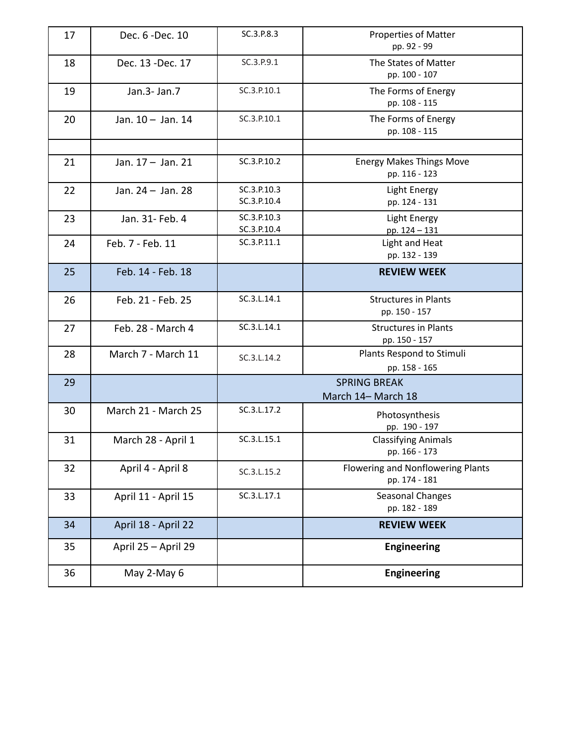| | | | |
|---|---|---|---|
| 17 | Dec. 6 -Dec. 10 | SC.3.P.8.3 | Properties of Matter<br>pp. 92 - 99 |
| 18 | Dec. 13 -Dec. 17 | SC.3.P.9.1 | The States of Matter<br>pp. 100 - 107 |
| 19 | Jan.3- Jan.7 | SC.3.P.10.1 | The Forms of Energy<br>pp. 108 - 115 |
| 20 | Jan. 10 – Jan. 14 | SC.3.P.10.1 | The Forms of Energy<br>pp. 108 - 115 |
| | | | |
| 21 | Jan. 17 – Jan. 21 | SC.3.P.10.2 | Energy Makes Things Move<br>pp. 116 - 123 |
| 22 | Jan. 24 – Jan. 28 | SC.3.P.10.3<br>SC.3.P.10.4 | Light Energy<br>pp. 124 - 131 |
| 23 | Jan. 31- Feb. 4 | SC.3.P.10.3<br>SC.3.P.10.4 | Light Energy<br>pp. 124 – 131 |
| 24 | Feb. 7 - Feb. 11 | SC.3.P.11.1 | Light and Heat<br>pp. 132 - 139 |
| 25 | Feb. 14 - Feb. 18 | | **REVIEW WEEK** |
| 26 | Feb. 21 - Feb. 25 | SC.3.L.14.1 | Structures in Plants<br>pp. 150 - 157 |
| 27 | Feb. 28 - March 4 | SC.3.L.14.1 | Structures in Plants<br>pp. 150 - 157 |
| 28 | March 7 - March 11 | SC.3.L.14.2 | Plants Respond to Stimuli<br>pp. 158 - 165 |
| 29 | | SPRING BREAK<br>March 14– March 18 | |
| 30 | March 21 - March 25 | SC.3.L.17.2 | Photosynthesis<br>pp. 190 - 197 |
| 31 | March 28 - April 1 | SC.3.L.15.1 | Classifying Animals<br>pp. 166 - 173 |
| 32 | April 4 - April 8 | SC.3.L.15.2 | Flowering and Nonflowering Plants<br>pp. 174 - 181 |
| 33 | April 11 - April 15 | SC.3.L.17.1 | Seasonal Changes<br>pp. 182 - 189 |
| 34 | April 18 - April 22 | | **REVIEW WEEK** |
| 35 | April 25 – April 29 | | **Engineering** |
| 36 | May 2-May 6 | | **Engineering** |